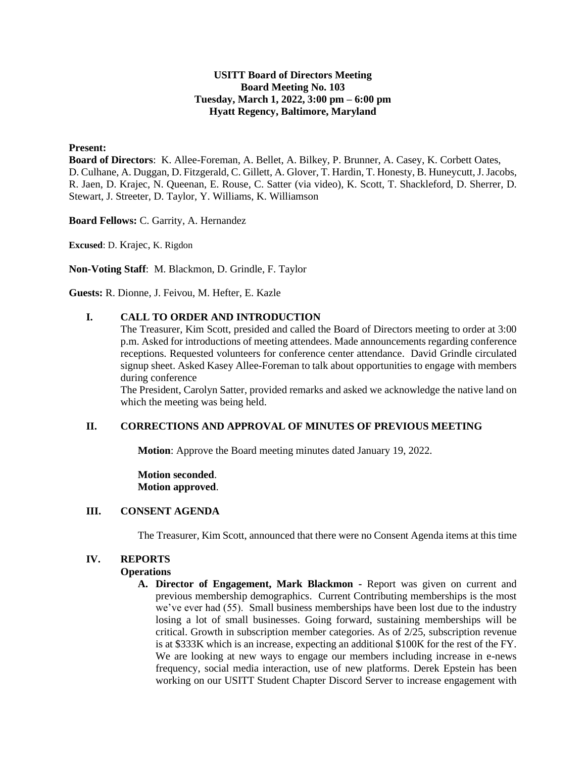**USITT Board of Directors Meeting**
**Board Meeting No. 103**
**Tuesday, March 1, 2022, 3:00 pm – 6:00 pm**
**Hyatt Regency, Baltimore, Maryland**

**Present:**
**Board of Directors**: K. Allee-Foreman, A. Bellet, A. Bilkey, P. Brunner, A. Casey, K. Corbett Oates, D. Culhane, A. Duggan, D. Fitzgerald, C. Gillett, A. Glover, T. Hardin, T. Honesty, B. Huneycutt, J. Jacobs, R. Jaen, D. Krajec, N. Queenan, E. Rouse, C. Satter (via video), K. Scott, T. Shackleford, D. Sherrer, D. Stewart, J. Streeter, D. Taylor, Y. Williams, K. Williamson

**Board Fellows:** C. Garrity, A. Hernandez

**Excused**: D. Krajec, K. Rigdon

**Non-Voting Staff**: M. Blackmon, D. Grindle, F. Taylor

**Guests:** R. Dionne, J. Feivou, M. Hefter, E. Kazle

**I. CALL TO ORDER AND INTRODUCTION**

The Treasurer, Kim Scott, presided and called the Board of Directors meeting to order at 3:00 p.m. Asked for introductions of meeting attendees. Made announcements regarding conference receptions. Requested volunteers for conference center attendance. David Grindle circulated signup sheet. Asked Kasey Allee-Foreman to talk about opportunities to engage with members during conference

The President, Carolyn Satter, provided remarks and asked we acknowledge the native land on which the meeting was being held.

**II. CORRECTIONS AND APPROVAL OF MINUTES OF PREVIOUS MEETING**

**Motion**: Approve the Board meeting minutes dated January 19, 2022.

**Motion seconded**.
**Motion approved**.

**III. CONSENT AGENDA**

The Treasurer, Kim Scott, announced that there were no Consent Agenda items at this time

**IV. REPORTS**

**Operations**

**A. Director of Engagement, Mark Blackmon -** Report was given on current and previous membership demographics. Current Contributing memberships is the most we've ever had (55). Small business memberships have been lost due to the industry losing a lot of small businesses. Going forward, sustaining memberships will be critical. Growth in subscription member categories. As of 2/25, subscription revenue is at $333K which is an increase, expecting an additional $100K for the rest of the FY. We are looking at new ways to engage our members including increase in e-news frequency, social media interaction, use of new platforms. Derek Epstein has been working on our USITT Student Chapter Discord Server to increase engagement with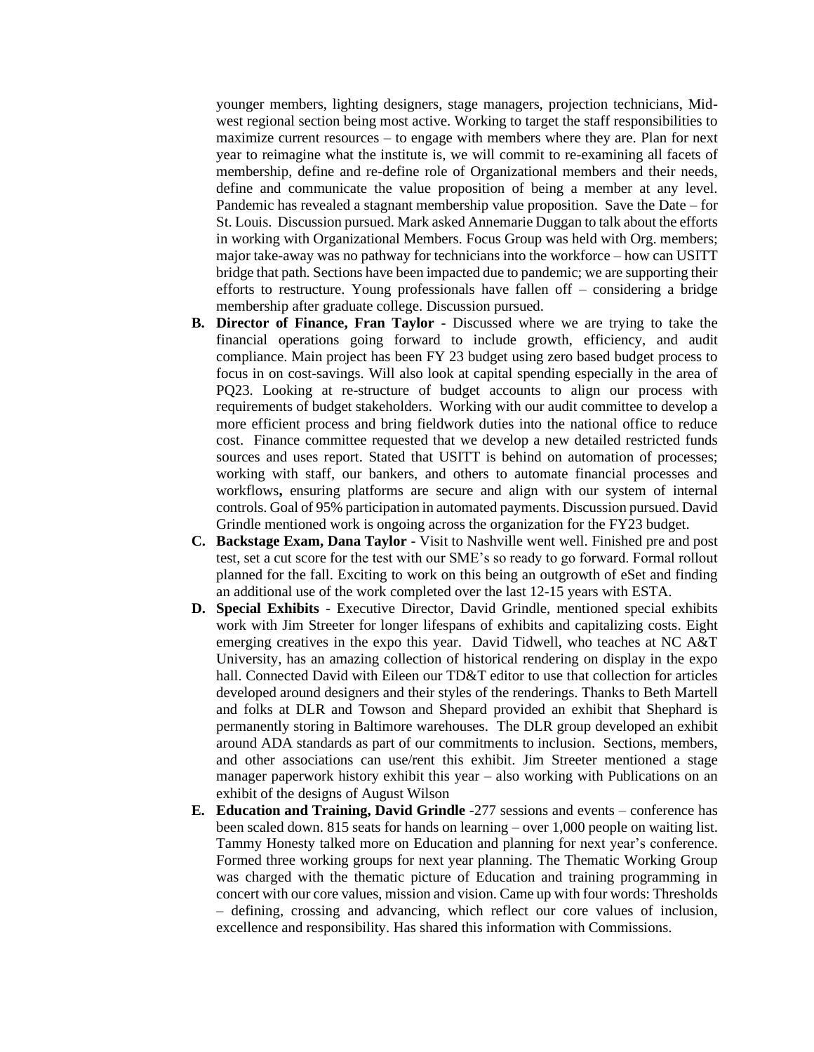younger members, lighting designers, stage managers, projection technicians, Mid-west regional section being most active. Working to target the staff responsibilities to maximize current resources – to engage with members where they are. Plan for next year to reimagine what the institute is, we will commit to re-examining all facets of membership, define and re-define role of Organizational members and their needs, define and communicate the value proposition of being a member at any level. Pandemic has revealed a stagnant membership value proposition. Save the Date – for St. Louis. Discussion pursued. Mark asked Annemarie Duggan to talk about the efforts in working with Organizational Members. Focus Group was held with Org. members; major take-away was no pathway for technicians into the workforce – how can USITT bridge that path. Sections have been impacted due to pandemic; we are supporting their efforts to restructure. Young professionals have fallen off – considering a bridge membership after graduate college. Discussion pursued.

B. **Director of Finance, Fran Taylor** - Discussed where we are trying to take the financial operations going forward to include growth, efficiency, and audit compliance. Main project has been FY 23 budget using zero based budget process to focus in on cost-savings. Will also look at capital spending especially in the area of PQ23. Looking at re-structure of budget accounts to align our process with requirements of budget stakeholders. Working with our audit committee to develop a more efficient process and bring fieldwork duties into the national office to reduce cost. Finance committee requested that we develop a new detailed restricted funds sources and uses report. Stated that USITT is behind on automation of processes; working with staff, our bankers, and others to automate financial processes and workflows**,** ensuring platforms are secure and align with our system of internal controls. Goal of 95% participation in automated payments. Discussion pursued. David Grindle mentioned work is ongoing across the organization for the FY23 budget.

C. **Backstage Exam, Dana Taylor** - Visit to Nashville went well. Finished pre and post test, set a cut score for the test with our SME's so ready to go forward. Formal rollout planned for the fall. Exciting to work on this being an outgrowth of eSet and finding an additional use of the work completed over the last 12-15 years with ESTA.

D. **Special Exhibits** - Executive Director, David Grindle, mentioned special exhibits work with Jim Streeter for longer lifespans of exhibits and capitalizing costs. Eight emerging creatives in the expo this year. David Tidwell, who teaches at NC A&T University, has an amazing collection of historical rendering on display in the expo hall. Connected David with Eileen our TD&T editor to use that collection for articles developed around designers and their styles of the renderings. Thanks to Beth Martell and folks at DLR and Towson and Shepard provided an exhibit that Shephard is permanently storing in Baltimore warehouses. The DLR group developed an exhibit around ADA standards as part of our commitments to inclusion. Sections, members, and other associations can use/rent this exhibit. Jim Streeter mentioned a stage manager paperwork history exhibit this year – also working with Publications on an exhibit of the designs of August Wilson

E. **Education and Training, David Grindle** -277 sessions and events – conference has been scaled down. 815 seats for hands on learning – over 1,000 people on waiting list. Tammy Honesty talked more on Education and planning for next year's conference. Formed three working groups for next year planning. The Thematic Working Group was charged with the thematic picture of Education and training programming in concert with our core values, mission and vision. Came up with four words: Thresholds – defining, crossing and advancing, which reflect our core values of inclusion, excellence and responsibility. Has shared this information with Commissions.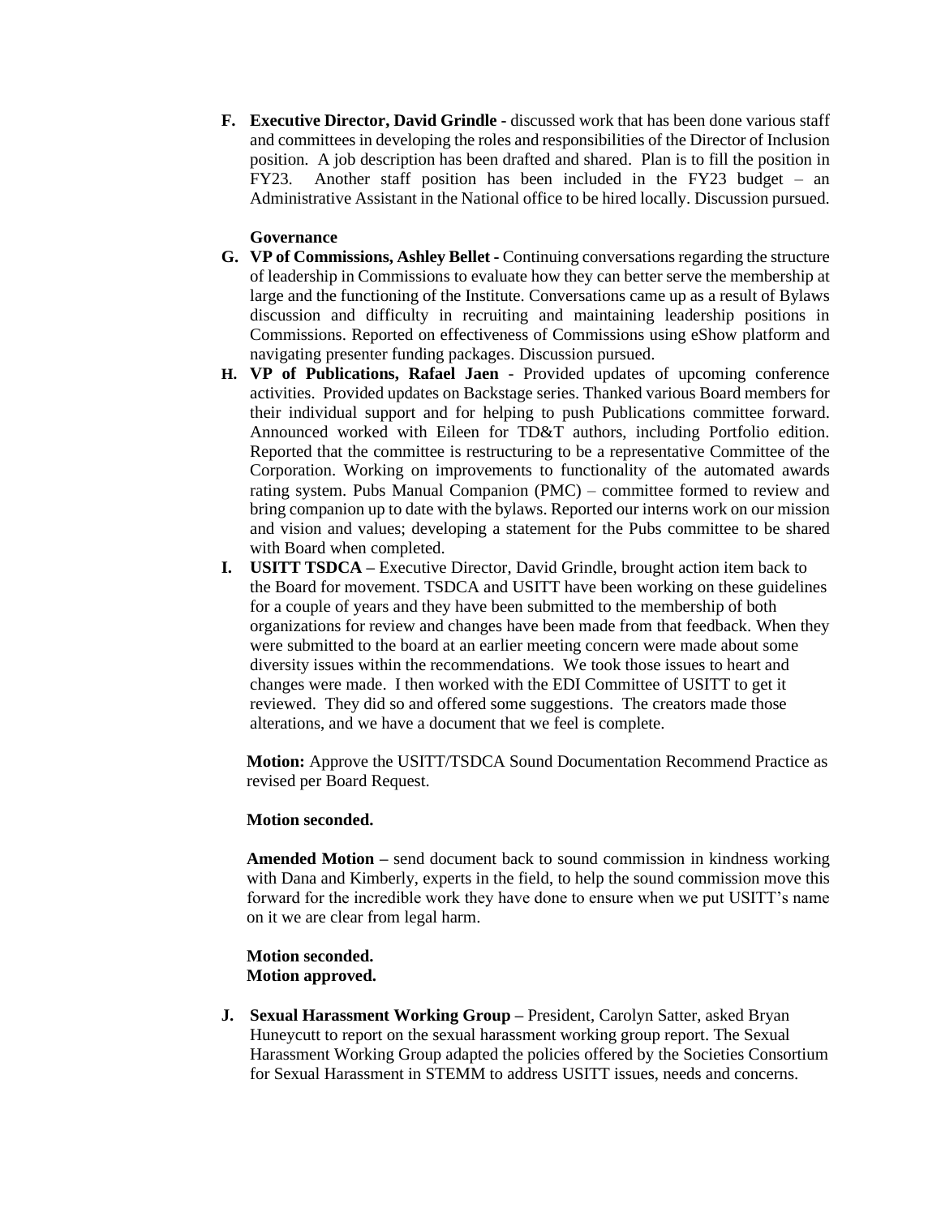F. **Executive Director, David Grindle -** discussed work that has been done various staff and committees in developing the roles and responsibilities of the Director of Inclusion position. A job description has been drafted and shared. Plan is to fill the position in FY23. Another staff position has been included in the FY23 budget – an Administrative Assistant in the National office to be hired locally. Discussion pursued.

**Governance**

G. **VP of Commissions, Ashley Bellet -** Continuing conversations regarding the structure of leadership in Commissions to evaluate how they can better serve the membership at large and the functioning of the Institute. Conversations came up as a result of Bylaws discussion and difficulty in recruiting and maintaining leadership positions in Commissions. Reported on effectiveness of Commissions using eShow platform and navigating presenter funding packages. Discussion pursued.

H. **VP of Publications, Rafael Jaen** - Provided updates of upcoming conference activities. Provided updates on Backstage series. Thanked various Board members for their individual support and for helping to push Publications committee forward. Announced worked with Eileen for TD&T authors, including Portfolio edition. Reported that the committee is restructuring to be a representative Committee of the Corporation. Working on improvements to functionality of the automated awards rating system. Pubs Manual Companion (PMC) – committee formed to review and bring companion up to date with the bylaws. Reported our interns work on our mission and vision and values; developing a statement for the Pubs committee to be shared with Board when completed.

I. **USITT TSDCA –** Executive Director, David Grindle, brought action item back to the Board for movement. TSDCA and USITT have been working on these guidelines for a couple of years and they have been submitted to the membership of both organizations for review and changes have been made from that feedback. When they were submitted to the board at an earlier meeting concern were made about some diversity issues within the recommendations. We took those issues to heart and changes were made. I then worked with the EDI Committee of USITT to get it reviewed. They did so and offered some suggestions. The creators made those alterations, and we have a document that we feel is complete.

**Motion:** Approve the USITT/TSDCA Sound Documentation Recommend Practice as revised per Board Request.

**Motion seconded.**

**Amended Motion –** send document back to sound commission in kindness working with Dana and Kimberly, experts in the field, to help the sound commission move this forward for the incredible work they have done to ensure when we put USITT's name on it we are clear from legal harm.

**Motion seconded.**
**Motion approved.**

J. **Sexual Harassment Working Group –** President, Carolyn Satter, asked Bryan Huneycutt to report on the sexual harassment working group report. The Sexual Harassment Working Group adapted the policies offered by the Societies Consortium for Sexual Harassment in STEMM to address USITT issues, needs and concerns.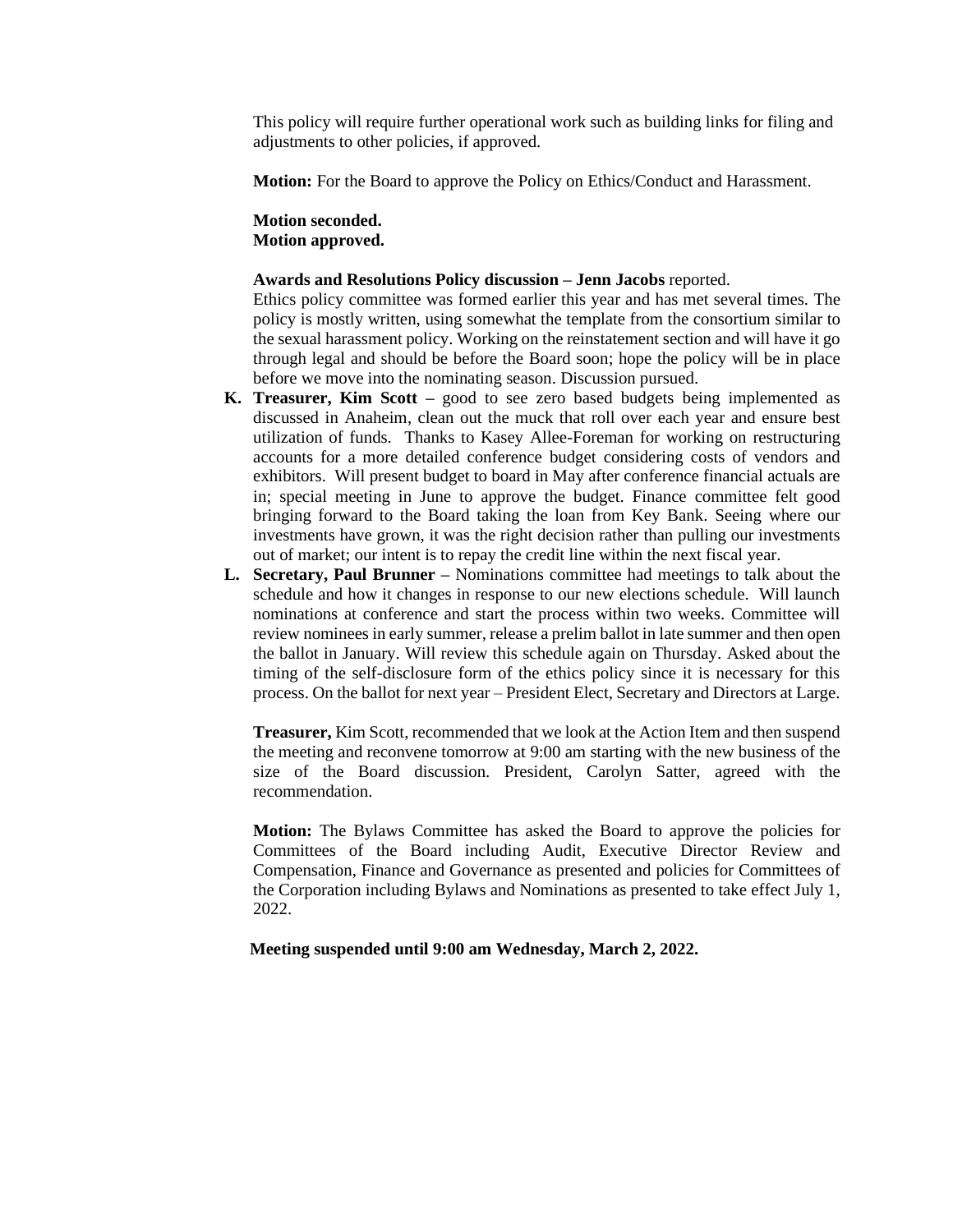This policy will require further operational work such as building links for filing and adjustments to other policies, if approved.

**Motion:** For the Board to approve the Policy on Ethics/Conduct and Harassment.

**Motion seconded.**
**Motion approved.**

**Awards and Resolutions Policy discussion – Jenn Jacobs** reported.
Ethics policy committee was formed earlier this year and has met several times. The policy is mostly written, using somewhat the template from the consortium similar to the sexual harassment policy. Working on the reinstatement section and will have it go through legal and should be before the Board soon; hope the policy will be in place before we move into the nominating season. Discussion pursued.

K. **Treasurer, Kim Scott –** good to see zero based budgets being implemented as discussed in Anaheim, clean out the muck that roll over each year and ensure best utilization of funds. Thanks to Kasey Allee-Foreman for working on restructuring accounts for a more detailed conference budget considering costs of vendors and exhibitors. Will present budget to board in May after conference financial actuals are in; special meeting in June to approve the budget. Finance committee felt good bringing forward to the Board taking the loan from Key Bank. Seeing where our investments have grown, it was the right decision rather than pulling our investments out of market; our intent is to repay the credit line within the next fiscal year.
L. **Secretary, Paul Brunner –** Nominations committee had meetings to talk about the schedule and how it changes in response to our new elections schedule. Will launch nominations at conference and start the process within two weeks. Committee will review nominees in early summer, release a prelim ballot in late summer and then open the ballot in January. Will review this schedule again on Thursday. Asked about the timing of the self-disclosure form of the ethics policy since it is necessary for this process. On the ballot for next year – President Elect, Secretary and Directors at Large.

**Treasurer,** Kim Scott, recommended that we look at the Action Item and then suspend the meeting and reconvene tomorrow at 9:00 am starting with the new business of the size of the Board discussion. President, Carolyn Satter, agreed with the recommendation.

**Motion:** The Bylaws Committee has asked the Board to approve the policies for Committees of the Board including Audit, Executive Director Review and Compensation, Finance and Governance as presented and policies for Committees of the Corporation including Bylaws and Nominations as presented to take effect July 1, 2022.

**Meeting suspended until 9:00 am Wednesday, March 2, 2022.**